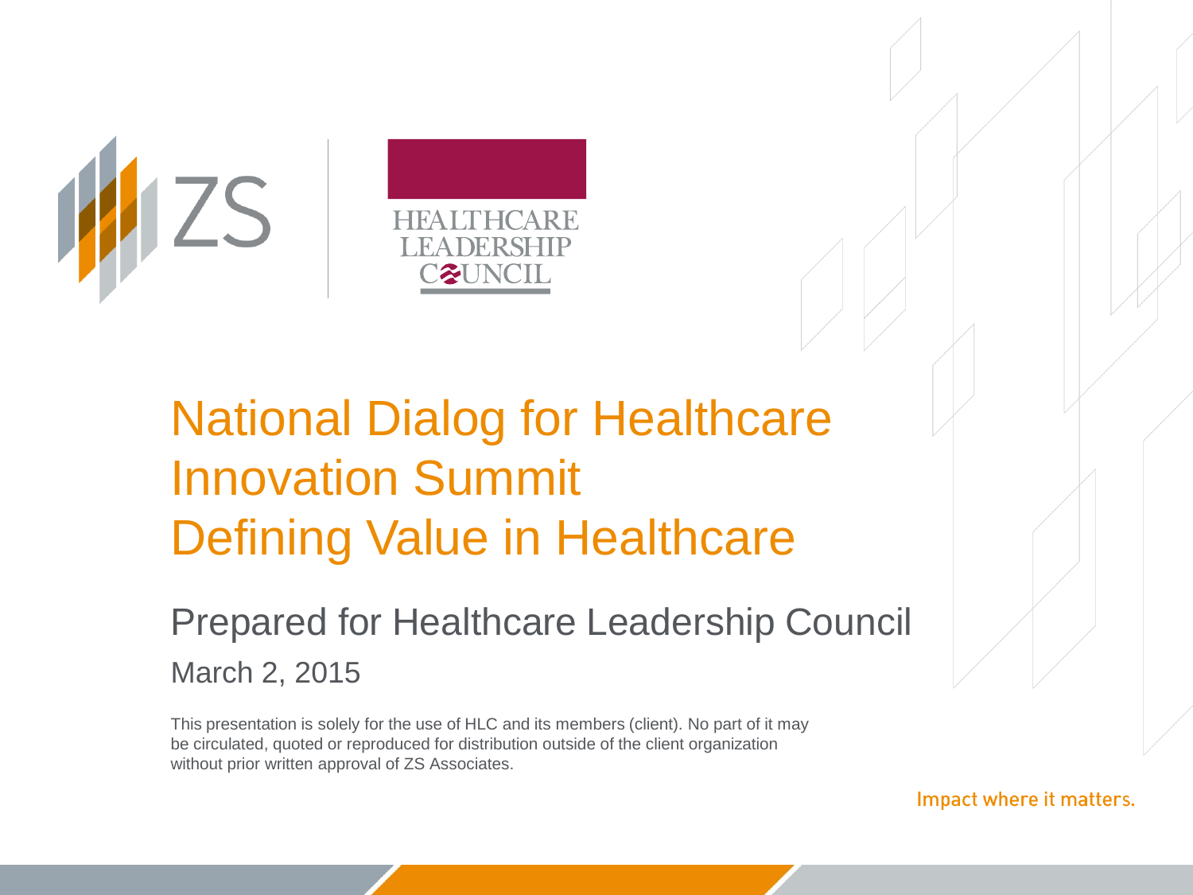ZS | HEALTHCARE LEADERSHIP COUNCIL

# National Dialog for Healthcare Innovation Summit
# Defining Value in Healthcare

## Prepared for Healthcare Leadership Council

March 2, 2015

This presentation is solely for the use of HLC and its members (client). No part of it may be circulated, quoted or reproduced for distribution outside of the client organization without prior written approval of ZS Associates.

Impact where it matters.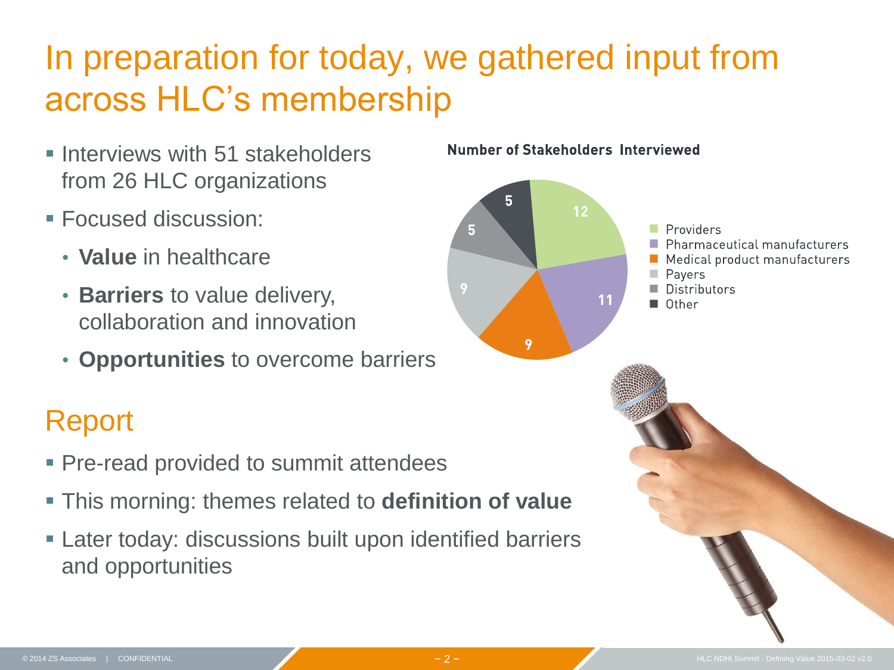# In preparation for today, we gathered input from across HLC's membership

- Interviews with 51 stakeholders from 26 HLC organizations
- Focused discussion:
  - **Value** in healthcare
  - **Barriers** to value delivery, collaboration and innovation
  - **Opportunities** to overcome barriers

**Number of Stakeholders Interviewed**

| Stakeholder | Number |
| --- | --- |
| Providers | 12 |
| Pharmaceutical manufacturers | 11 |
| Medical product manufacturers | 9 |
| Payers | 9 |
| Distributors | 5 |
| Other | 5 |

## Report

- Pre-read provided to summit attendees
- This morning: themes related to **definition of value**
- Later today: discussions built upon identified barriers and opportunities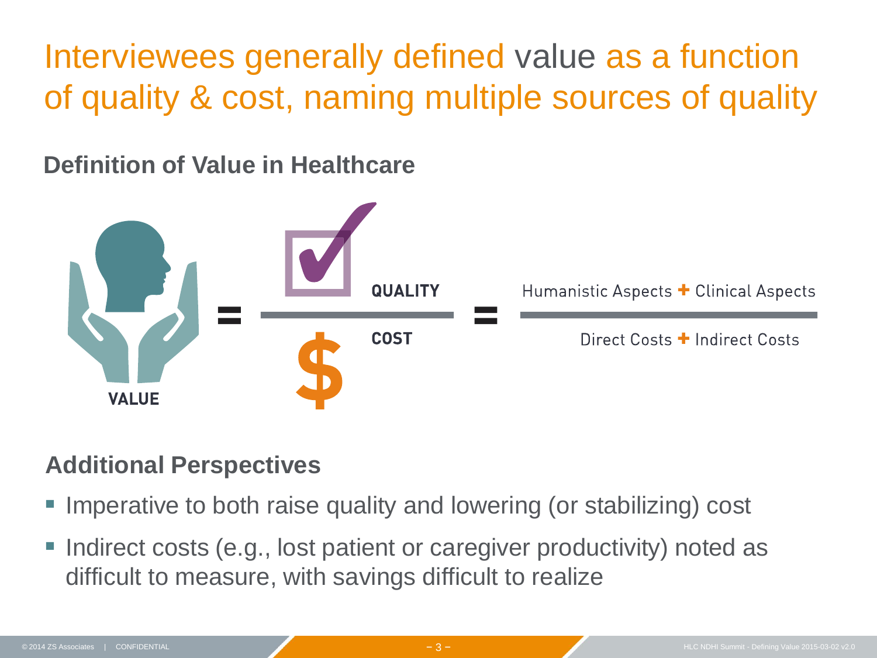# Interviewees generally defined value as a function of quality & cost, naming multiple sources of quality

## Definition of Value in Healthcare

$$\text{VALUE} = \frac{\text{QUALITY}}{\text{COST}} = \frac{\text{Humanistic Aspects} + \text{Clinical Aspects}}{\text{Direct Costs} + \text{Indirect Costs}}$$

## Additional Perspectives

- Imperative to both raise quality and lowering (or stabilizing) cost
- Indirect costs (e.g., lost patient or caregiver productivity) noted as difficult to measure, with savings difficult to realize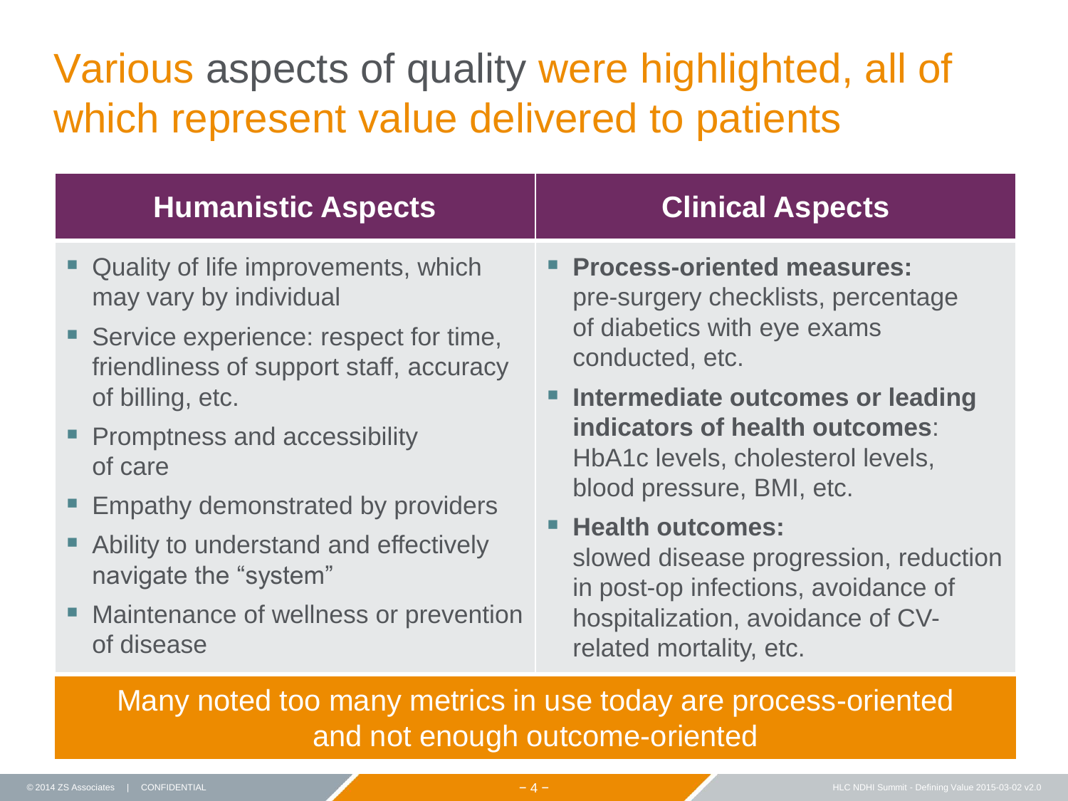# Various aspects of quality were highlighted, all of which represent value delivered to patients

| Humanistic Aspects | Clinical Aspects |
|---|---|
| ▪ Quality of life improvements, which may vary by individual<br>▪ Service experience: respect for time, friendliness of support staff, accuracy of billing, etc.<br>▪ Promptness and accessibility of care<br>▪ Empathy demonstrated by providers<br>▪ Ability to understand and effectively navigate the "system"<br>▪ Maintenance of wellness or prevention of disease | ▪ **Process-oriented measures:** pre-surgery checklists, percentage of diabetics with eye exams conducted, etc.<br>▪ **Intermediate outcomes or leading indicators of health outcomes**: HbA1c levels, cholesterol levels, blood pressure, BMI, etc.<br>▪ **Health outcomes:** slowed disease progression, reduction in post-op infections, avoidance of hospitalization, avoidance of CV-related mortality, etc. |

Many noted too many metrics in use today are process-oriented and not enough outcome-oriented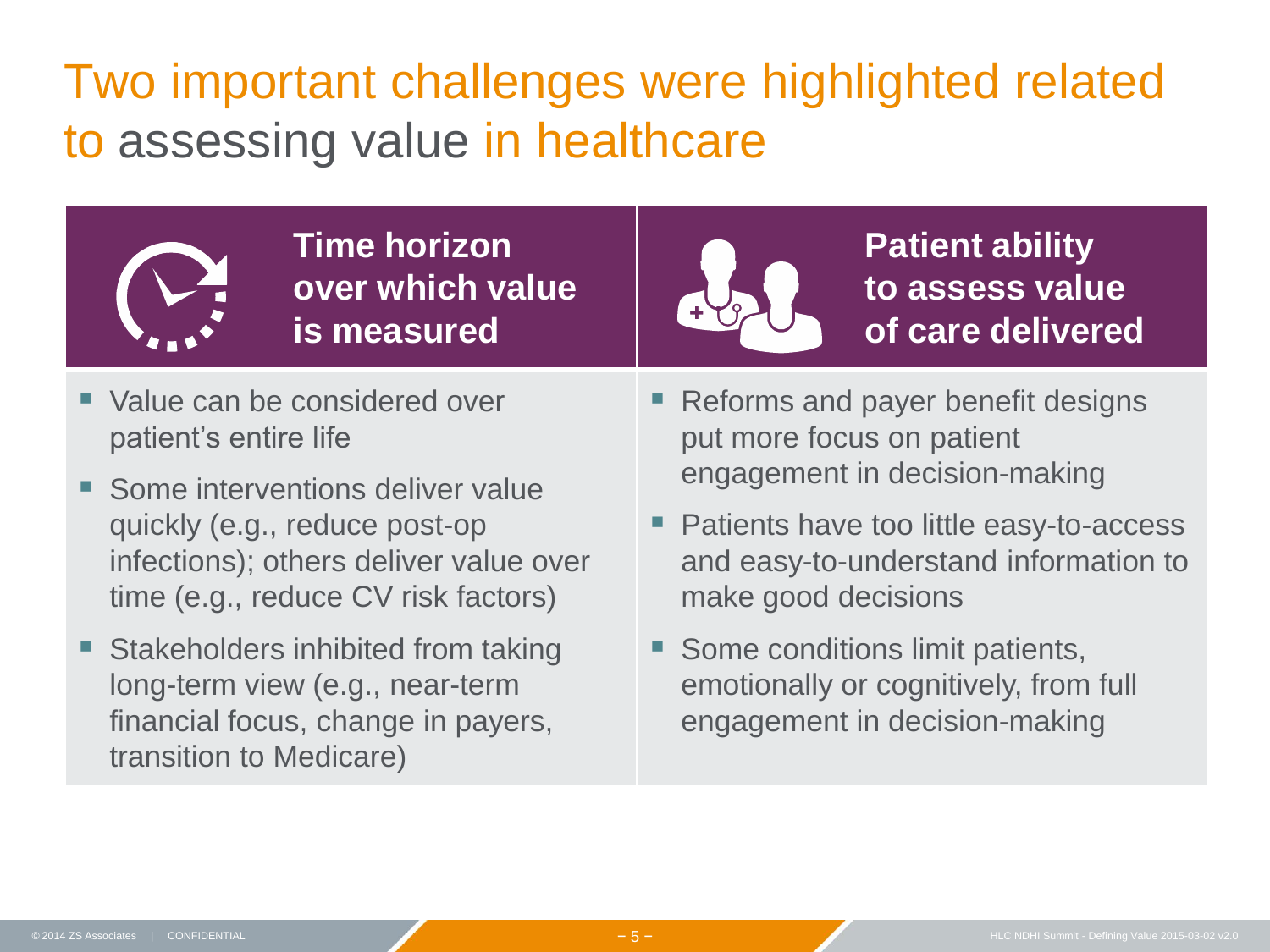# Two important challenges were highlighted related to assessing value in healthcare

## Time horizon over which value is measured

- Value can be considered over patient's entire life
- Some interventions deliver value quickly (e.g., reduce post-op infections); others deliver value over time (e.g., reduce CV risk factors)
- Stakeholders inhibited from taking long-term view (e.g., near-term financial focus, change in payers, transition to Medicare)

## Patient ability to assess value of care delivered

- Reforms and payer benefit designs put more focus on patient engagement in decision-making
- Patients have too little easy-to-access and easy-to-understand information to make good decisions
- Some conditions limit patients, emotionally or cognitively, from full engagement in decision-making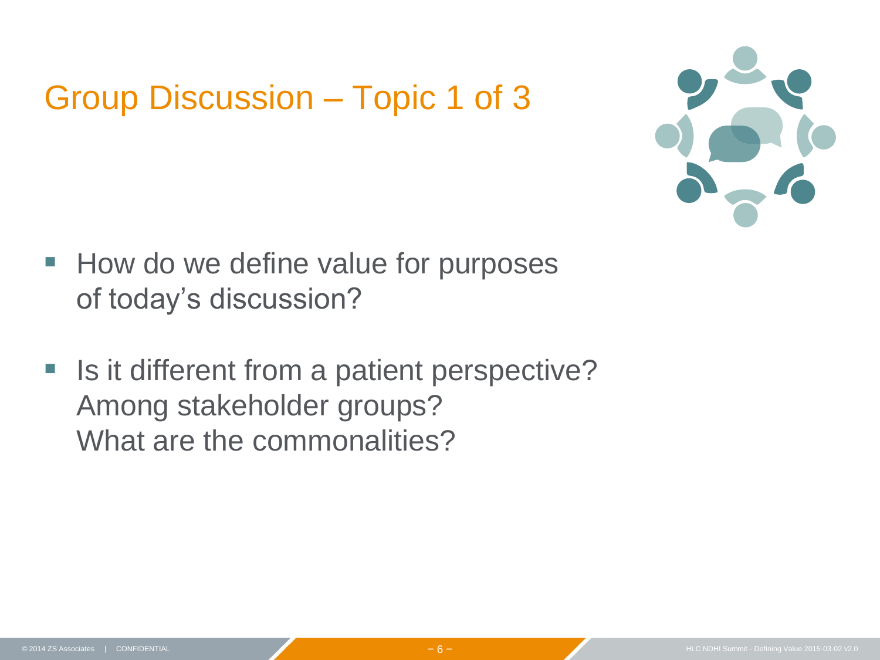# Group Discussion – Topic 1 of 3

- How do we define value for purposes of today's discussion?
- Is it different from a patient perspective? Among stakeholder groups? What are the commonalities?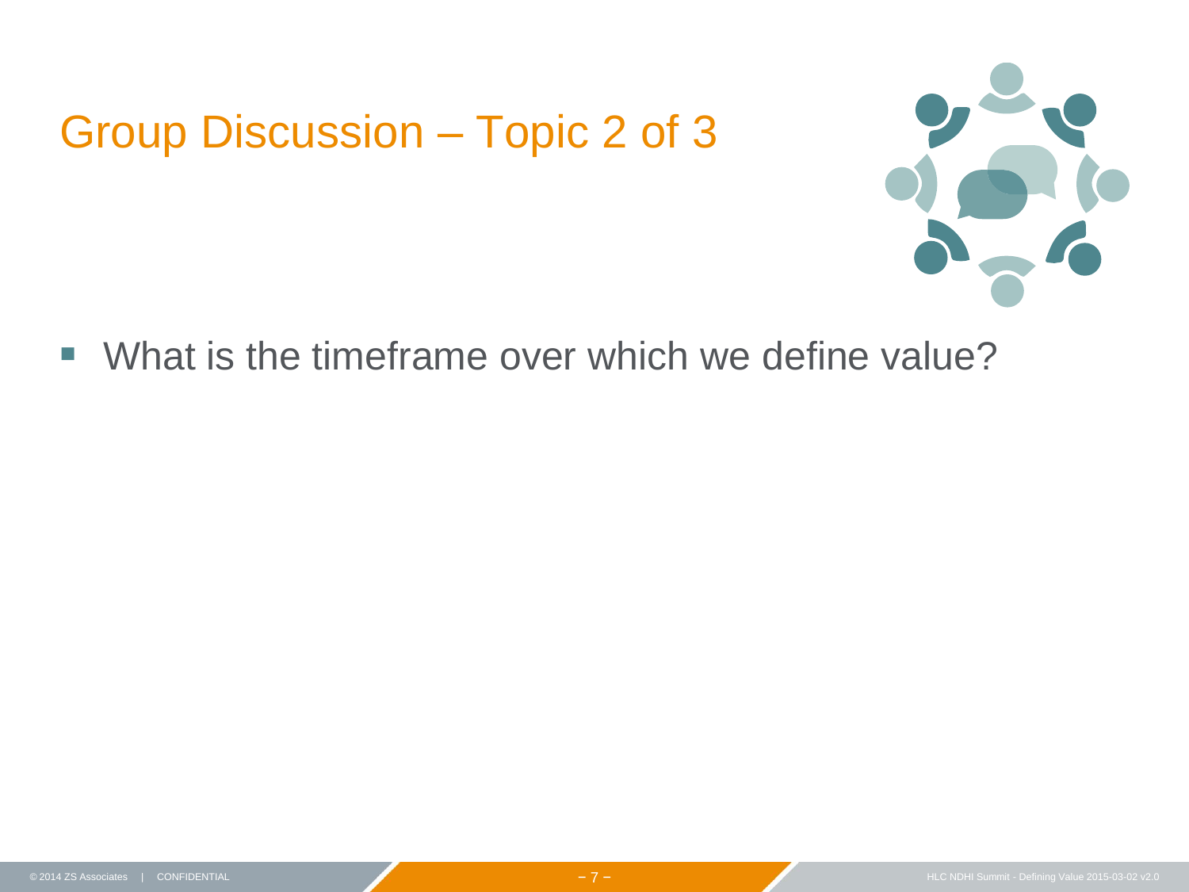# Group Discussion – Topic 2 of 3

- What is the timeframe over which we define value?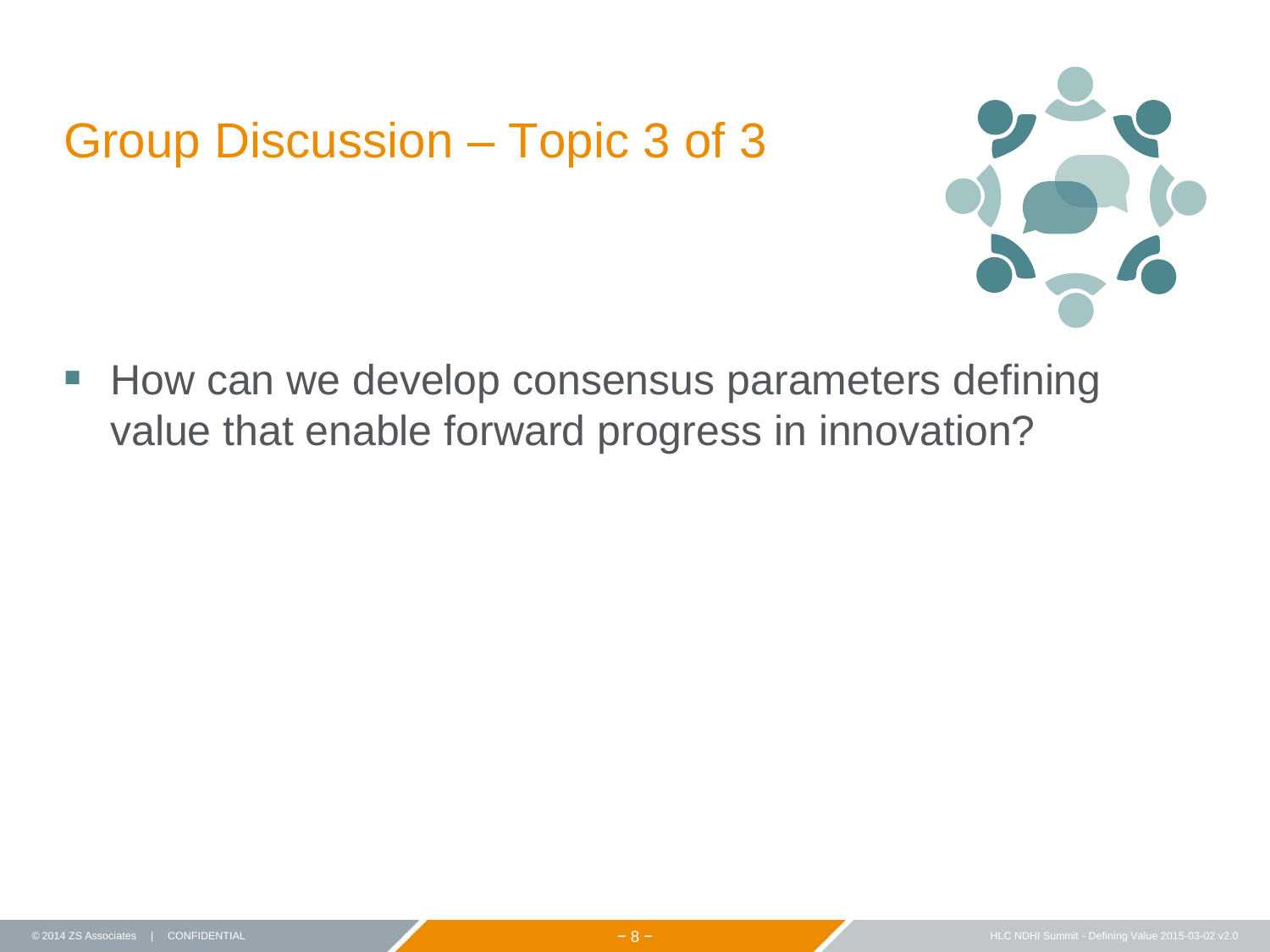# Group Discussion – Topic 3 of 3

- How can we develop consensus parameters defining value that enable forward progress in innovation?